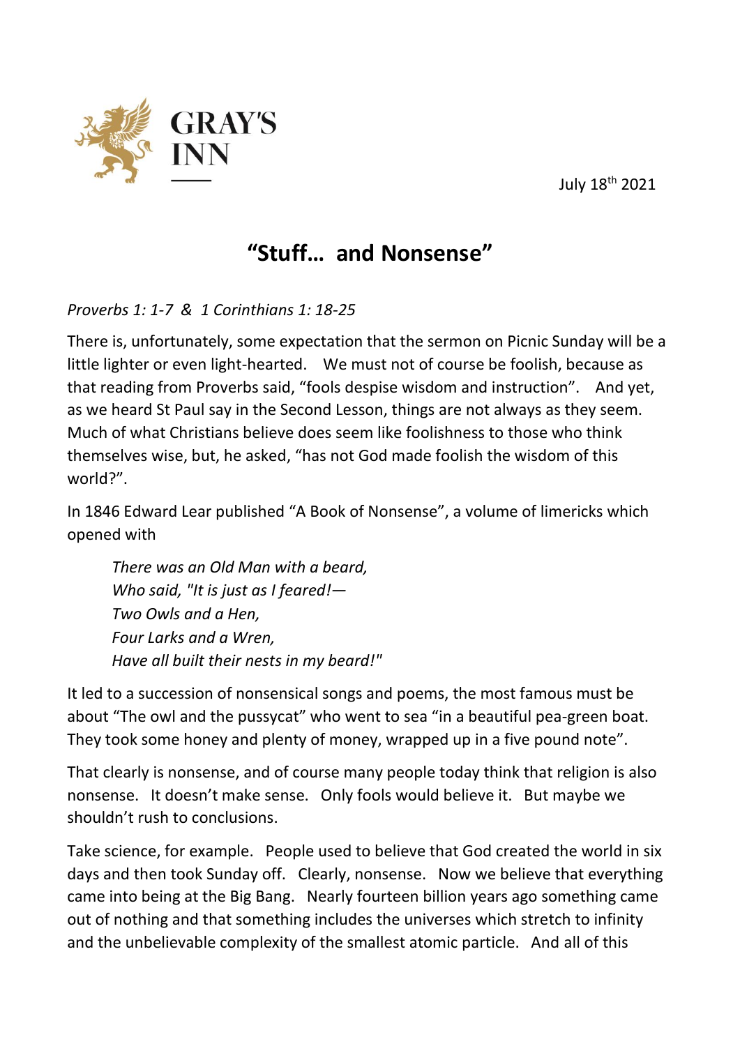GRAY'S INN

July 18th 2021

# "Stuff… and Nonsense"

*Proverbs 1: 1-7 & 1 Corinthians 1: 18-25*

There is, unfortunately, some expectation that the sermon on Picnic Sunday will be a little lighter or even light-hearted. We must not of course be foolish, because as that reading from Proverbs said, "fools despise wisdom and instruction". And yet, as we heard St Paul say in the Second Lesson, things are not always as they seem. Much of what Christians believe does seem like foolishness to those who think themselves wise, but, he asked, "has not God made foolish the wisdom of this world?".

In 1846 Edward Lear published "A Book of Nonsense", a volume of limericks which opened with

> *There was an Old Man with a beard,*
> *Who said, "It is just as I feared!—*
> *Two Owls and a Hen,*
> *Four Larks and a Wren,*
> *Have all built their nests in my beard!"*

It led to a succession of nonsensical songs and poems, the most famous must be about "The owl and the pussycat" who went to sea "in a beautiful pea-green boat. They took some honey and plenty of money, wrapped up in a five pound note".

That clearly is nonsense, and of course many people today think that religion is also nonsense. It doesn't make sense. Only fools would believe it. But maybe we shouldn't rush to conclusions.

Take science, for example. People used to believe that God created the world in six days and then took Sunday off. Clearly, nonsense. Now we believe that everything came into being at the Big Bang. Nearly fourteen billion years ago something came out of nothing and that something includes the universes which stretch to infinity and the unbelievable complexity of the smallest atomic particle. And all of this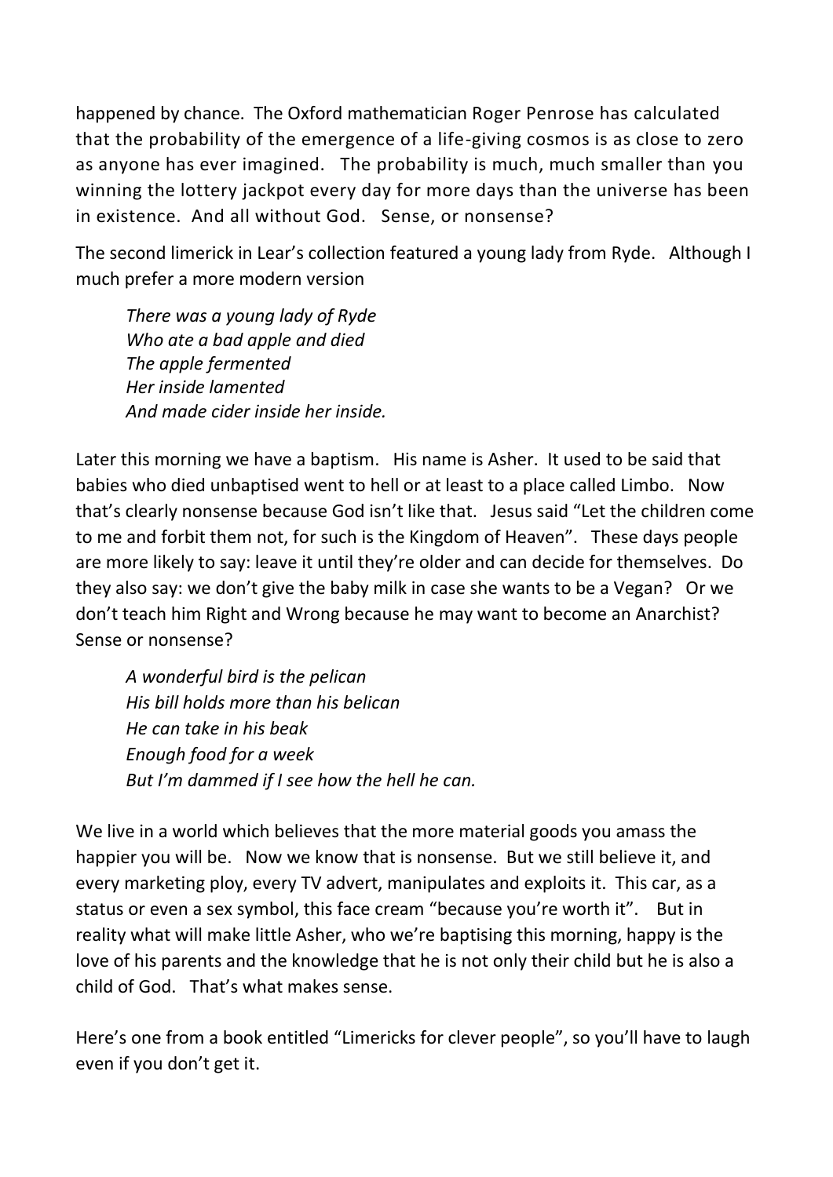happened by chance. The Oxford mathematician Roger Penrose has calculated that the probability of the emergence of a life-giving cosmos is as close to zero as anyone has ever imagined. The probability is much, much smaller than you winning the lottery jackpot every day for more days than the universe has been in existence. And all without God. Sense, or nonsense?

The second limerick in Lear's collection featured a young lady from Ryde. Although I much prefer a more modern version

> *There was a young lady of Ryde*
> *Who ate a bad apple and died*
> *The apple fermented*
> *Her inside lamented*
> *And made cider inside her inside.*

Later this morning we have a baptism. His name is Asher. It used to be said that babies who died unbaptised went to hell or at least to a place called Limbo. Now that's clearly nonsense because God isn't like that. Jesus said "Let the children come to me and forbit them not, for such is the Kingdom of Heaven". These days people are more likely to say: leave it until they're older and can decide for themselves. Do they also say: we don't give the baby milk in case she wants to be a Vegan? Or we don't teach him Right and Wrong because he may want to become an Anarchist? Sense or nonsense?

> *A wonderful bird is the pelican*
> *His bill holds more than his belican*
> *He can take in his beak*
> *Enough food for a week*
> *But I'm dammed if I see how the hell he can.*

We live in a world which believes that the more material goods you amass the happier you will be. Now we know that is nonsense. But we still believe it, and every marketing ploy, every TV advert, manipulates and exploits it. This car, as a status or even a sex symbol, this face cream "because you're worth it". But in reality what will make little Asher, who we're baptising this morning, happy is the love of his parents and the knowledge that he is not only their child but he is also a child of God. That's what makes sense.

Here's one from a book entitled "Limericks for clever people", so you'll have to laugh even if you don't get it.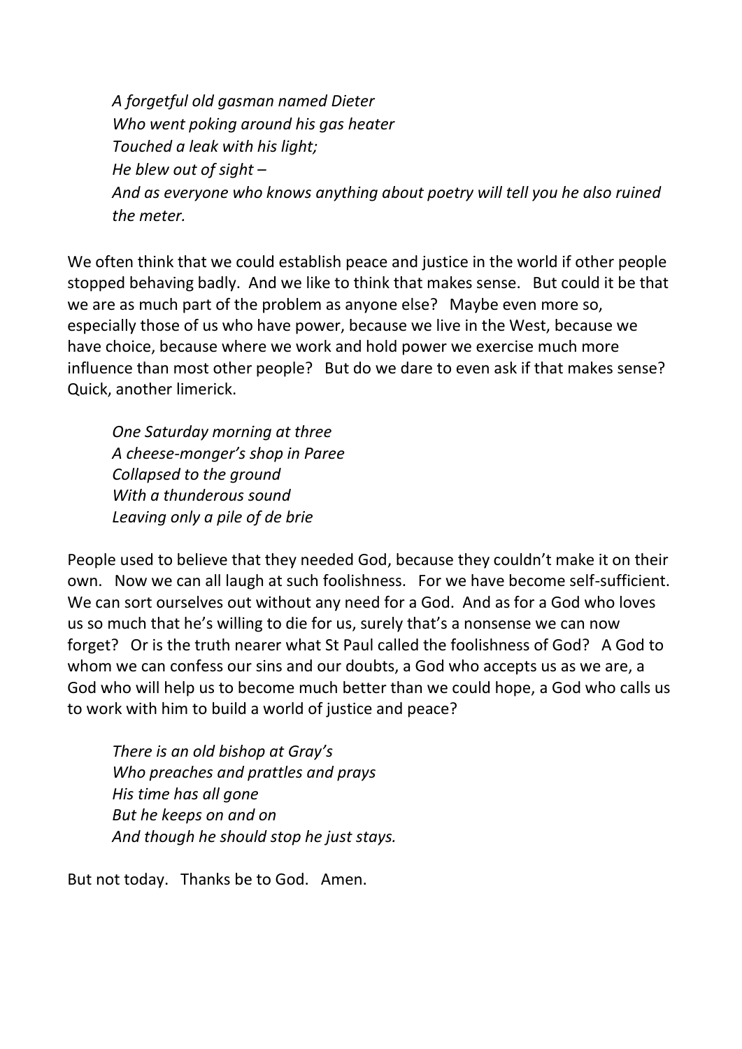*A forgetful old gasman named Dieter*
*Who went poking around his gas heater*
*Touched a leak with his light;*
*He blew out of sight –*
*And as everyone who knows anything about poetry will tell you he also ruined the meter.*

We often think that we could establish peace and justice in the world if other people stopped behaving badly. And we like to think that makes sense. But could it be that we are as much part of the problem as anyone else? Maybe even more so, especially those of us who have power, because we live in the West, because we have choice, because where we work and hold power we exercise much more influence than most other people? But do we dare to even ask if that makes sense? Quick, another limerick.

*One Saturday morning at three*
*A cheese-monger's shop in Paree*
*Collapsed to the ground*
*With a thunderous sound*
*Leaving only a pile of de brie*

People used to believe that they needed God, because they couldn't make it on their own. Now we can all laugh at such foolishness. For we have become self-sufficient. We can sort ourselves out without any need for a God. And as for a God who loves us so much that he's willing to die for us, surely that's a nonsense we can now forget? Or is the truth nearer what St Paul called the foolishness of God? A God to whom we can confess our sins and our doubts, a God who accepts us as we are, a God who will help us to become much better than we could hope, a God who calls us to work with him to build a world of justice and peace?

*There is an old bishop at Gray's*
*Who preaches and prattles and prays*
*His time has all gone*
*But he keeps on and on*
*And though he should stop he just stays.*

But not today. Thanks be to God. Amen.